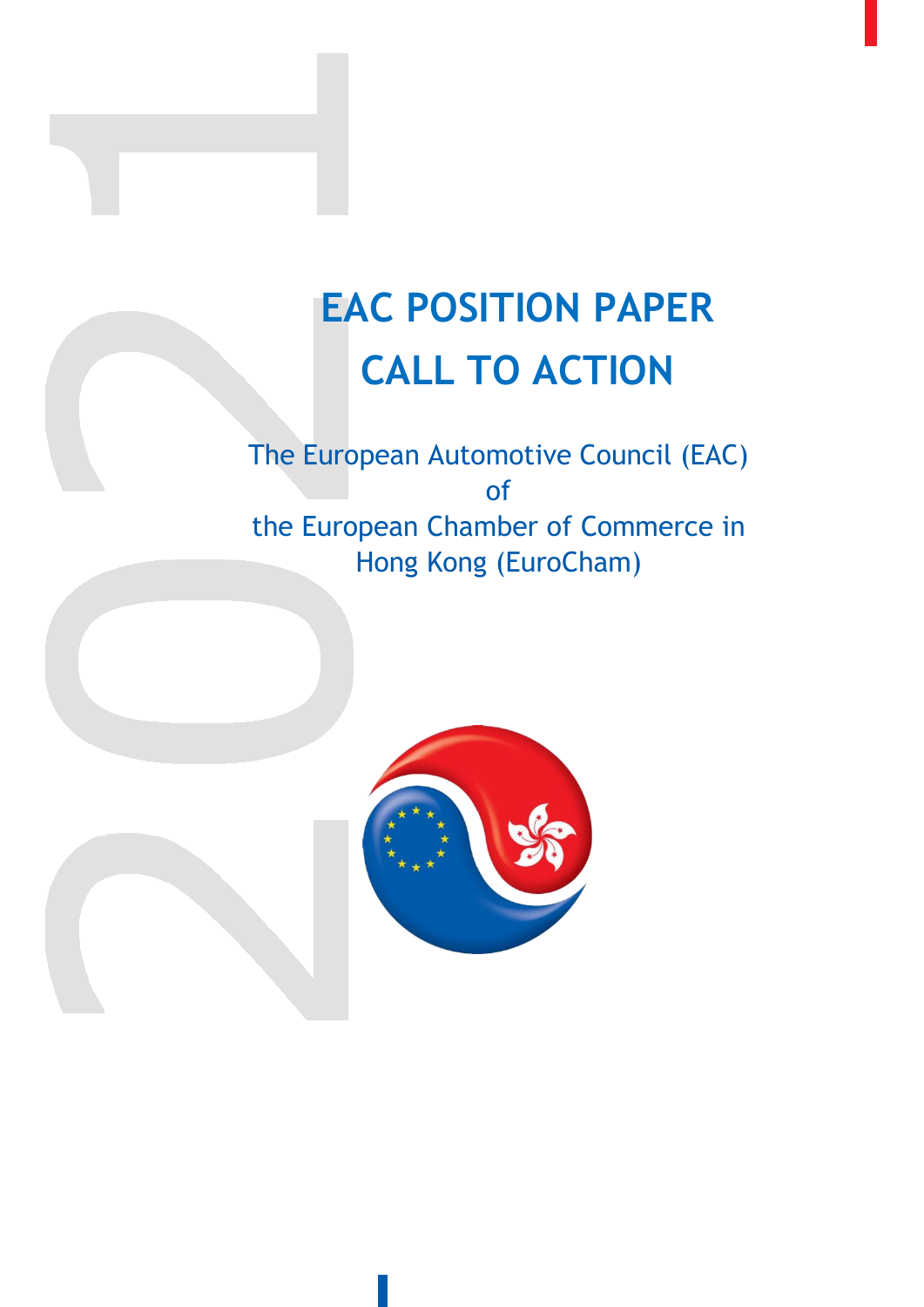# EAC POSITION PAPER

# CALL TO ACTION

The European Automotive Council (EAC)
of
the European Chamber of Commerce in
Hong Kong (EuroCham)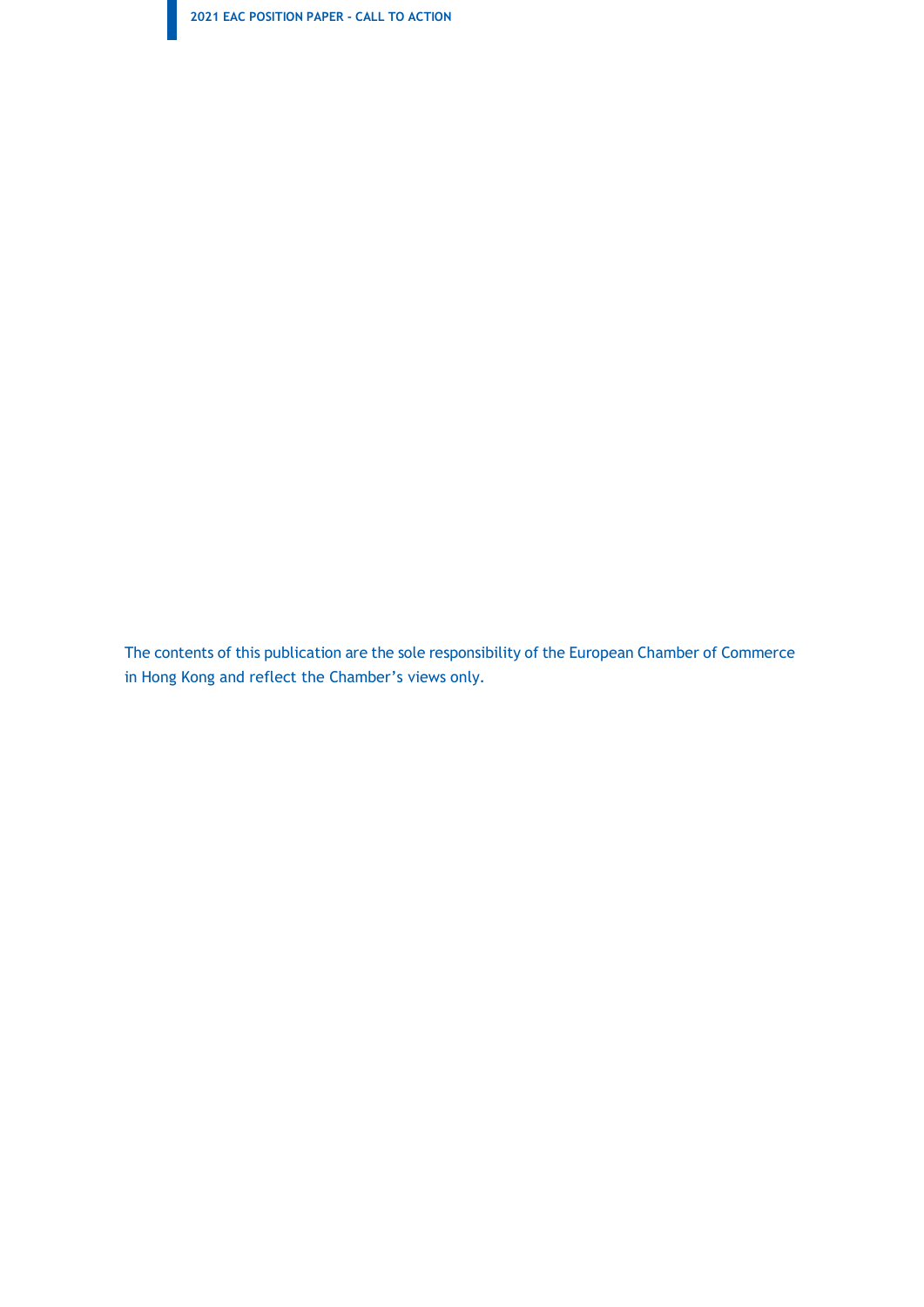The contents of this publication are the sole responsibility of the European Chamber of Commerce in Hong Kong and reflect the Chamber's views only.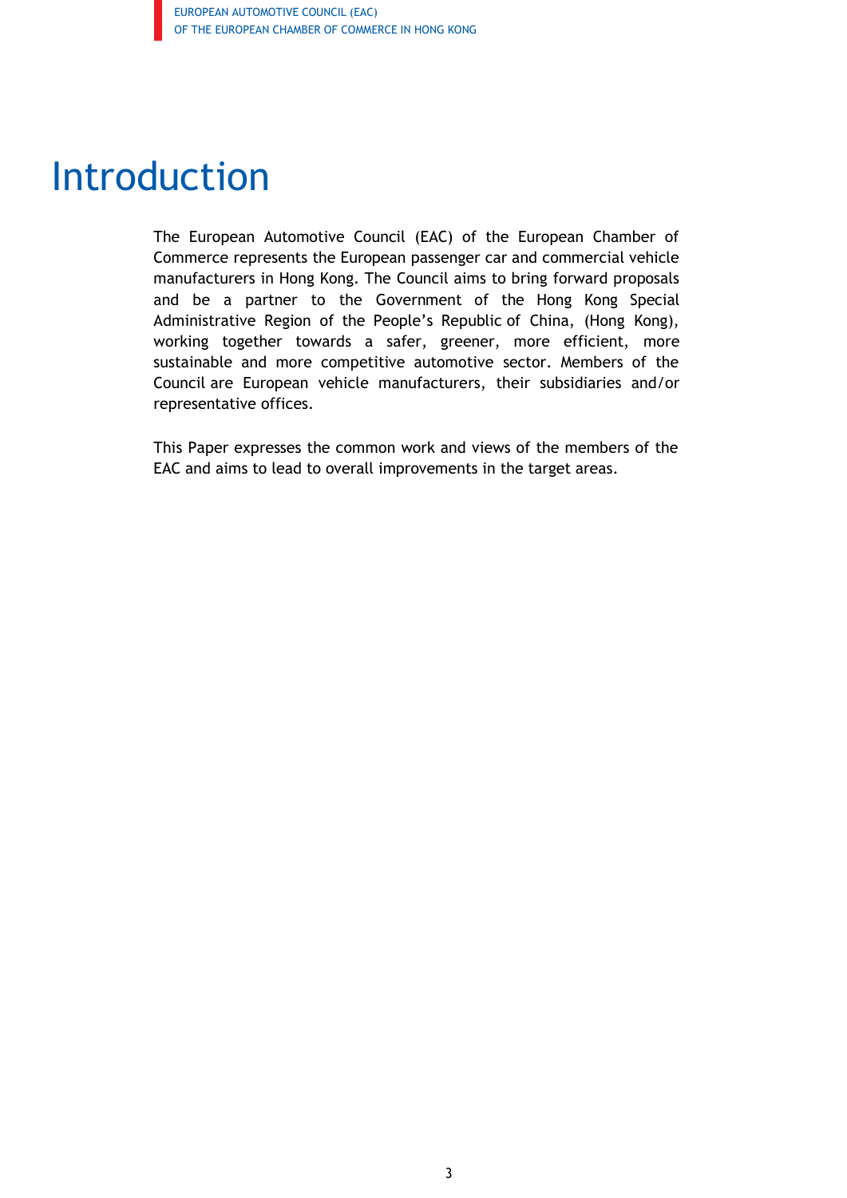# Introduction

The European Automotive Council (EAC) of the European Chamber of Commerce represents the European passenger car and commercial vehicle manufacturers in Hong Kong. The Council aims to bring forward proposals and be a partner to the Government of the Hong Kong Special Administrative Region of the People's Republic of China, (Hong Kong), working together towards a safer, greener, more efficient, more sustainable and more competitive automotive sector. Members of the Council are European vehicle manufacturers, their subsidiaries and/or representative offices.

This Paper expresses the common work and views of the members of the EAC and aims to lead to overall improvements in the target areas.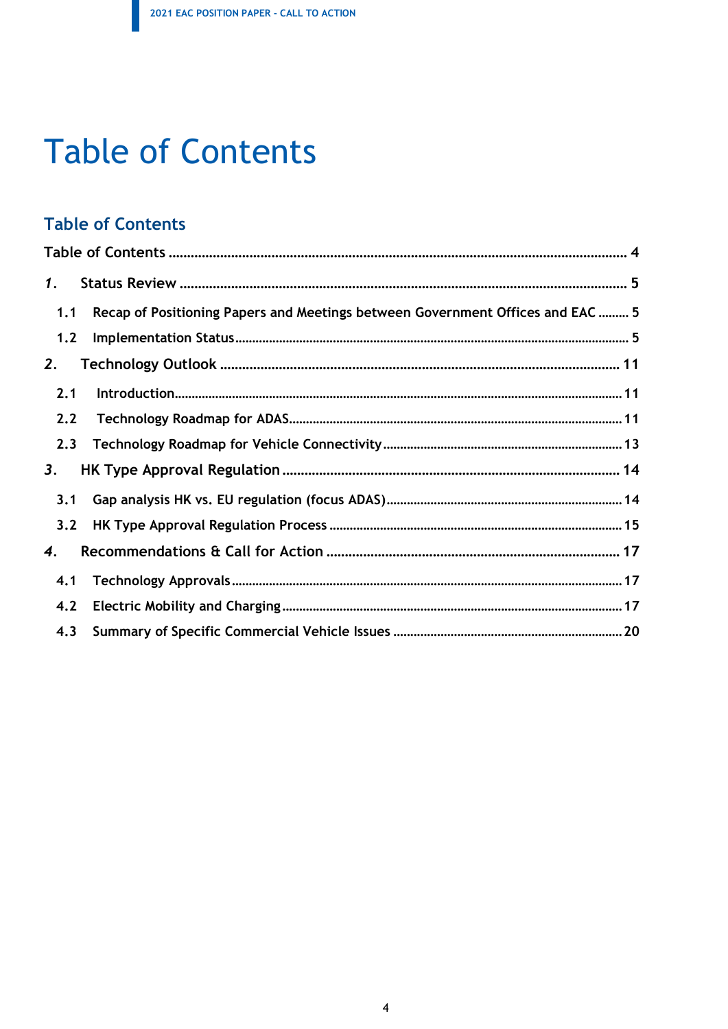# Table of Contents

## Table of Contents

Table of Contents ........................................................................................................................ 4

*1.* Status Review ........................................................................................................................ 5

- 1.1 Recap of Positioning Papers and Meetings between Government Offices and EAC ......... 5
- 1.2 Implementation Status ........................................................................................................ 5

*2.* Technology Outlook ............................................................................................................. 11

- 2.1 Introduction ....................................................................................................................... 11
- 2.2 Technology Roadmap for ADAS ........................................................................................ 11
- 2.3 Technology Roadmap for Vehicle Connectivity ................................................................. 13

*3.* HK Type Approval Regulation .............................................................................................. 14

- 3.1 Gap analysis HK vs. EU regulation (focus ADAS) ............................................................. 14
- 3.2 HK Type Approval Regulation Process ............................................................................. 15

*4.* Recommendations & Call for Action .................................................................................... 17

- 4.1 Technology Approvals ........................................................................................................ 17
- 4.2 Electric Mobility and Charging .......................................................................................... 17
- 4.3 Summary of Specific Commercial Vehicle Issues .............................................................. 20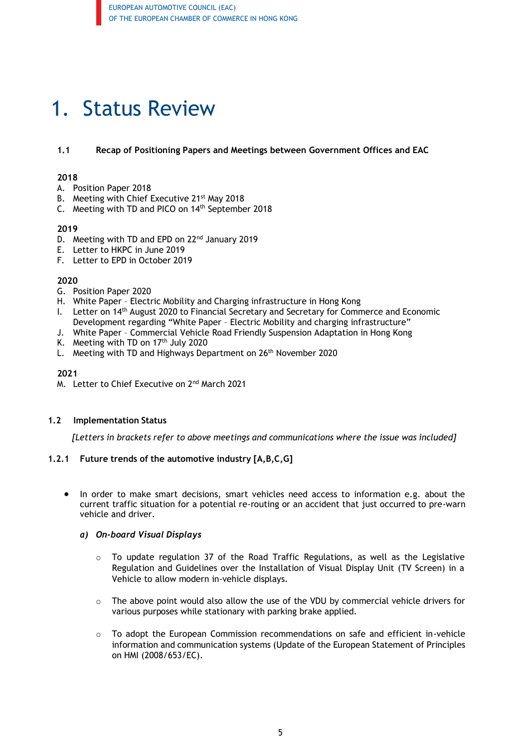# 1. Status Review

### 1.1 Recap of Positioning Papers and Meetings between Government Offices and EAC

**2018**

A. Position Paper 2018
B. Meeting with Chief Executive 21st May 2018
C. Meeting with TD and PICO on 14th September 2018

**2019**

D. Meeting with TD and EPD on 22nd January 2019
E. Letter to HKPC in June 2019
F. Letter to EPD in October 2019

**2020**

G. Position Paper 2020
H. White Paper – Electric Mobility and Charging infrastructure in Hong Kong
I. Letter on 14th August 2020 to Financial Secretary and Secretary for Commerce and Economic Development regarding "White Paper – Electric Mobility and charging infrastructure"
J. White Paper – Commercial Vehicle Road Friendly Suspension Adaptation in Hong Kong
K. Meeting with TD on 17th July 2020
L. Meeting with TD and Highways Department on 26th November 2020

**2021**

M. Letter to Chief Executive on 2nd March 2021

### 1.2 Implementation Status

*[Letters in brackets refer to above meetings and communications where the issue was included]*

#### 1.2.1 Future trends of the automotive industry [A,B,C,G]

- In order to make smart decisions, smart vehicles need access to information e.g. about the current traffic situation for a potential re-routing or an accident that just occurred to pre-warn vehicle and driver.

  ***a) On-board Visual Displays***

  - To update regulation 37 of the Road Traffic Regulations, as well as the Legislative Regulation and Guidelines over the Installation of Visual Display Unit (TV Screen) in a Vehicle to allow modern in-vehicle displays.
  - The above point would also allow the use of the VDU by commercial vehicle drivers for various purposes while stationary with parking brake applied.
  - To adopt the European Commission recommendations on safe and efficient in-vehicle information and communication systems (Update of the European Statement of Principles on HMI (2008/653/EC).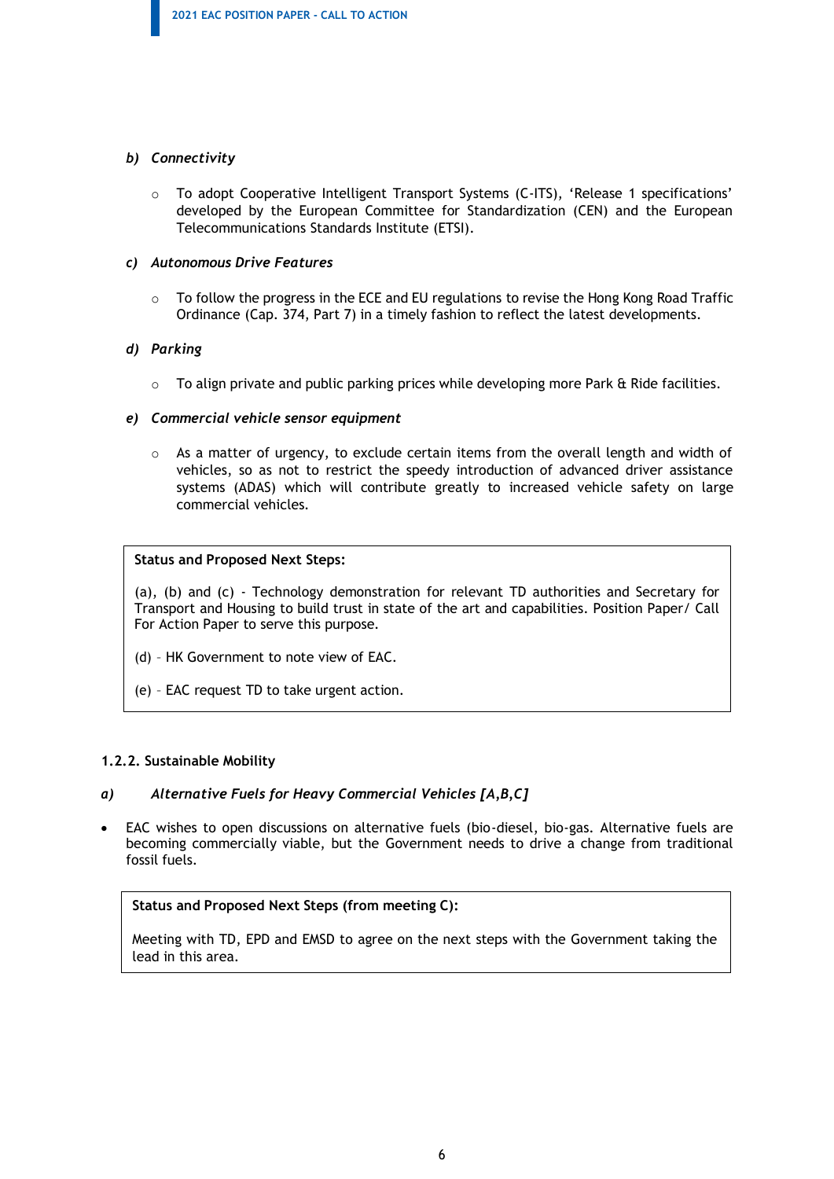***b) Connectivity***

- To adopt Cooperative Intelligent Transport Systems (C-ITS), 'Release 1 specifications' developed by the European Committee for Standardization (CEN) and the European Telecommunications Standards Institute (ETSI).

***c) Autonomous Drive Features***

- To follow the progress in the ECE and EU regulations to revise the Hong Kong Road Traffic Ordinance (Cap. 374, Part 7) in a timely fashion to reflect the latest developments.

***d) Parking***

- To align private and public parking prices while developing more Park & Ride facilities.

***e) Commercial vehicle sensor equipment***

- As a matter of urgency, to exclude certain items from the overall length and width of vehicles, so as not to restrict the speedy introduction of advanced driver assistance systems (ADAS) which will contribute greatly to increased vehicle safety on large commercial vehicles.

> **Status and Proposed Next Steps:**
>
> (a), (b) and (c) - Technology demonstration for relevant TD authorities and Secretary for Transport and Housing to build trust in state of the art and capabilities. Position Paper/ Call For Action Paper to serve this purpose.
>
> (d) – HK Government to note view of EAC.
>
> (e) – EAC request TD to take urgent action.

**1.2.2. Sustainable Mobility**

***a) Alternative Fuels for Heavy Commercial Vehicles [A,B,C]***

- EAC wishes to open discussions on alternative fuels (bio-diesel, bio-gas. Alternative fuels are becoming commercially viable, but the Government needs to drive a change from traditional fossil fuels.

> **Status and Proposed Next Steps (from meeting C):**
>
> Meeting with TD, EPD and EMSD to agree on the next steps with the Government taking the lead in this area.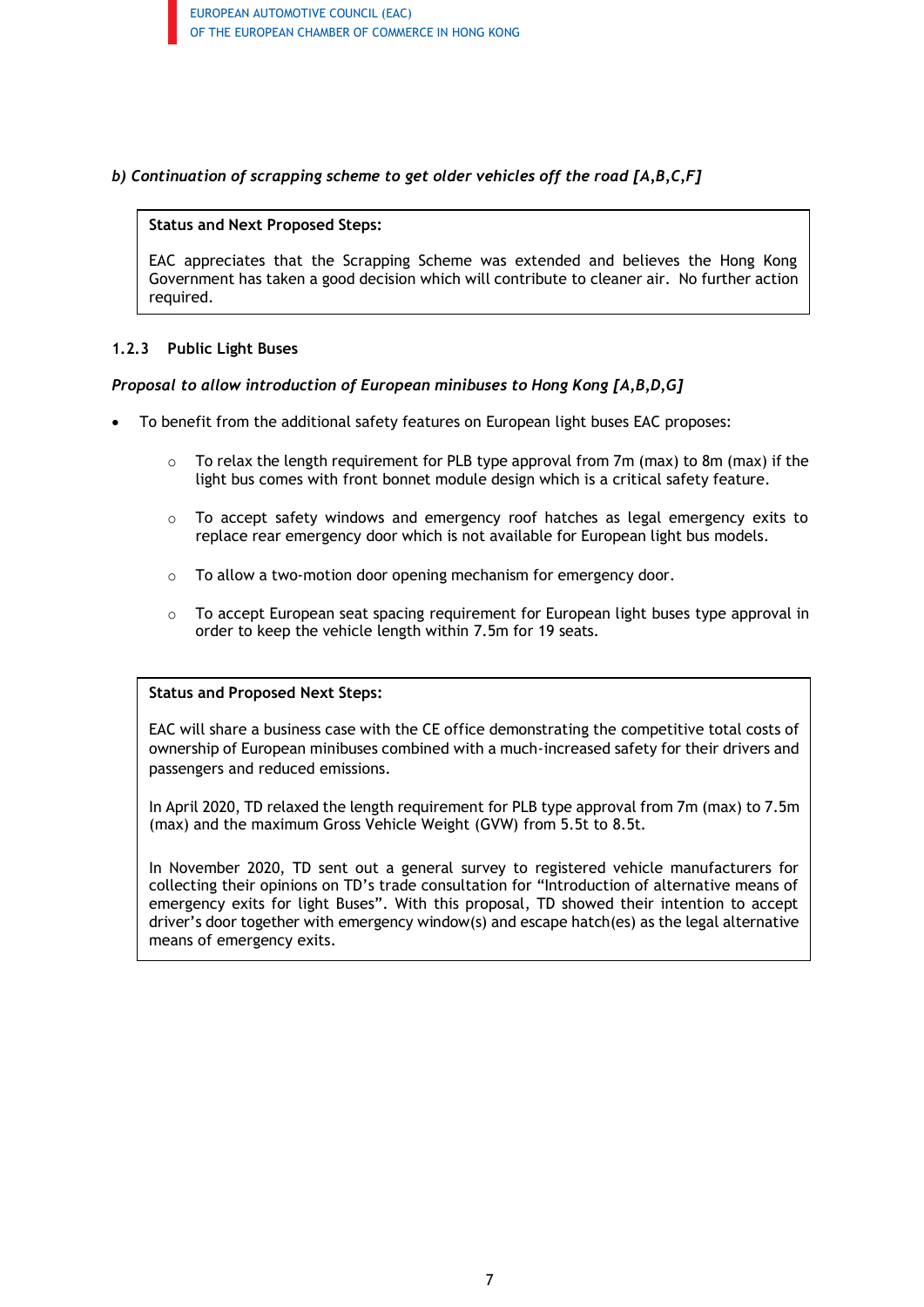*b) Continuation of scrapping scheme to get older vehicles off the road [A,B,C,F]*

| **Status and Next Proposed Steps:** |
| --- |
| EAC appreciates that the Scrapping Scheme was extended and believes the Hong Kong Government has taken a good decision which will contribute to cleaner air. No further action required. |

### 1.2.3 Public Light Buses

***Proposal to allow introduction of European minibuses to Hong Kong [A,B,D,G]***

- To benefit from the additional safety features on European light buses EAC proposes:
  - To relax the length requirement for PLB type approval from 7m (max) to 8m (max) if the light bus comes with front bonnet module design which is a critical safety feature.
  - To accept safety windows and emergency roof hatches as legal emergency exits to replace rear emergency door which is not available for European light bus models.
  - To allow a two-motion door opening mechanism for emergency door.
  - To accept European seat spacing requirement for European light buses type approval in order to keep the vehicle length within 7.5m for 19 seats.

| **Status and Proposed Next Steps:** |
| --- |
| EAC will share a business case with the CE office demonstrating the competitive total costs of ownership of European minibuses combined with a much-increased safety for their drivers and passengers and reduced emissions. <br><br> In April 2020, TD relaxed the length requirement for PLB type approval from 7m (max) to 7.5m (max) and the maximum Gross Vehicle Weight (GVW) from 5.5t to 8.5t. <br><br> In November 2020, TD sent out a general survey to registered vehicle manufacturers for collecting their opinions on TD's trade consultation for "Introduction of alternative means of emergency exits for light Buses". With this proposal, TD showed their intention to accept driver's door together with emergency window(s) and escape hatch(es) as the legal alternative means of emergency exits. |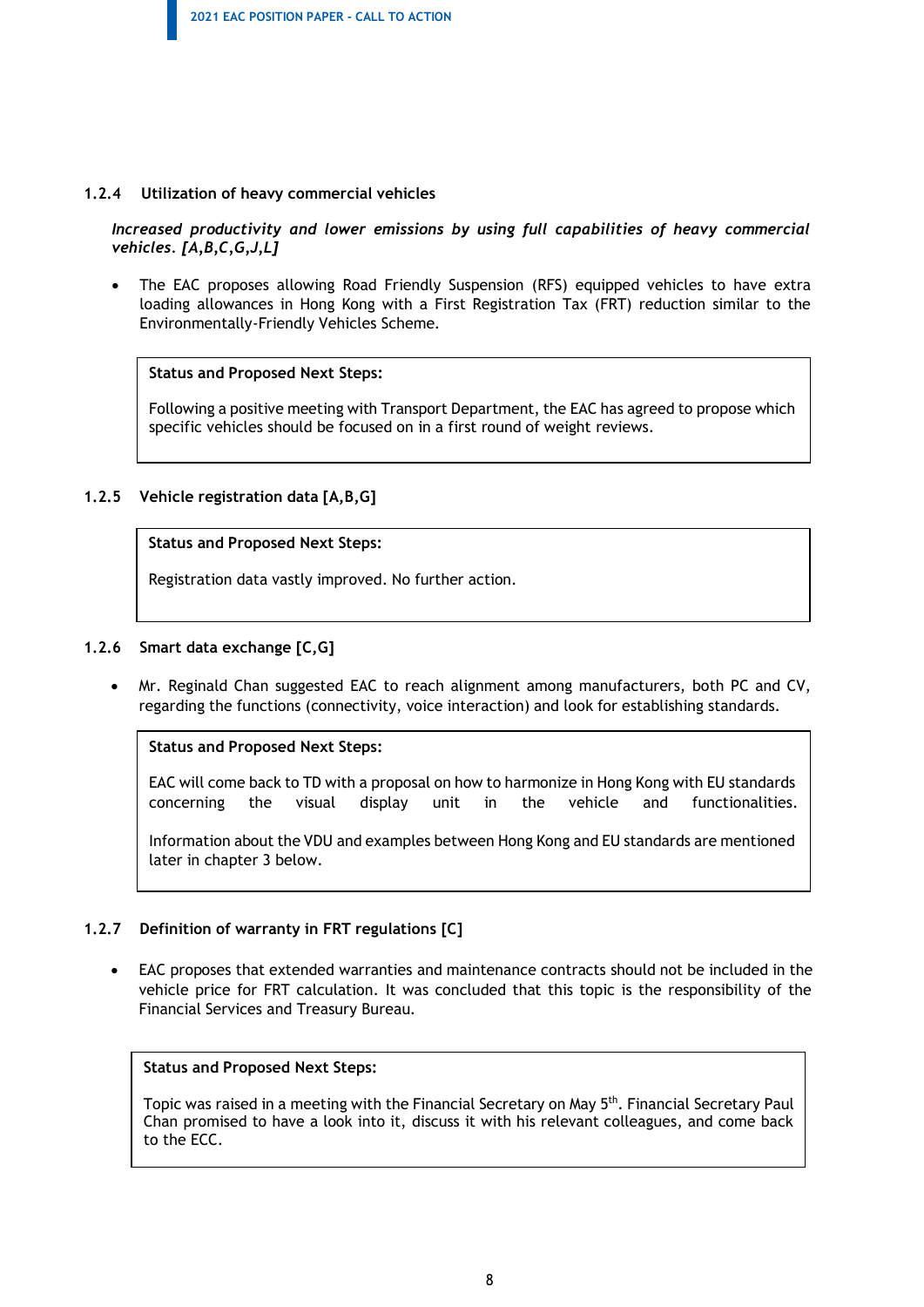### 1.2.4 Utilization of heavy commercial vehicles

***Increased productivity and lower emissions by using full capabilities of heavy commercial vehicles. [A,B,C,G,J,L]***

- The EAC proposes allowing Road Friendly Suspension (RFS) equipped vehicles to have extra loading allowances in Hong Kong with a First Registration Tax (FRT) reduction similar to the Environmentally-Friendly Vehicles Scheme.

**Status and Proposed Next Steps:**

Following a positive meeting with Transport Department, the EAC has agreed to propose which specific vehicles should be focused on in a first round of weight reviews.

### 1.2.5 Vehicle registration data [A,B,G]

**Status and Proposed Next Steps:**

Registration data vastly improved. No further action.

### 1.2.6 Smart data exchange [C,G]

- Mr. Reginald Chan suggested EAC to reach alignment among manufacturers, both PC and CV, regarding the functions (connectivity, voice interaction) and look for establishing standards.

**Status and Proposed Next Steps:**

EAC will come back to TD with a proposal on how to harmonize in Hong Kong with EU standards concerning the visual display unit in the vehicle and functionalities.

Information about the VDU and examples between Hong Kong and EU standards are mentioned later in chapter 3 below.

### 1.2.7 Definition of warranty in FRT regulations [C]

- EAC proposes that extended warranties and maintenance contracts should not be included in the vehicle price for FRT calculation. It was concluded that this topic is the responsibility of the Financial Services and Treasury Bureau.

**Status and Proposed Next Steps:**

Topic was raised in a meeting with the Financial Secretary on May 5th. Financial Secretary Paul Chan promised to have a look into it, discuss it with his relevant colleagues, and come back to the ECC.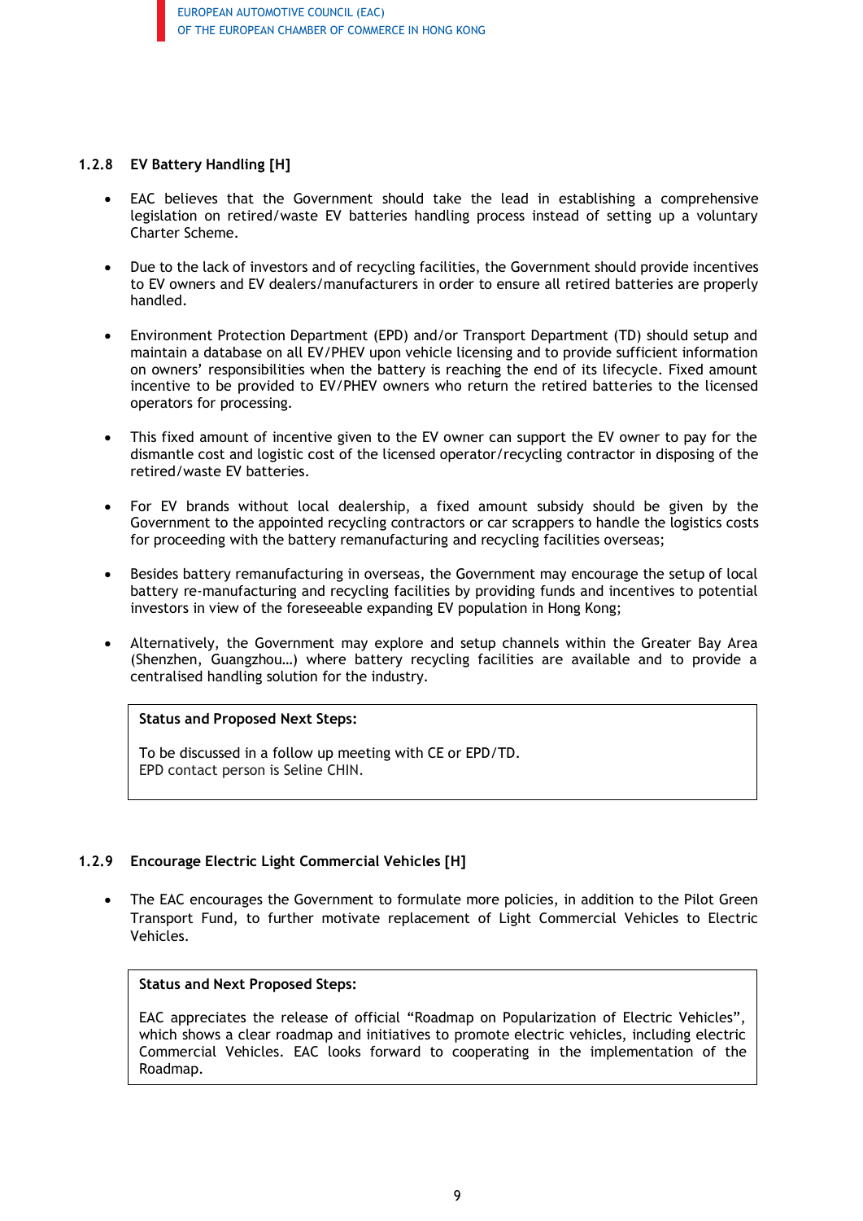### 1.2.8 EV Battery Handling [H]

- EAC believes that the Government should take the lead in establishing a comprehensive legislation on retired/waste EV batteries handling process instead of setting up a voluntary Charter Scheme.

- Due to the lack of investors and of recycling facilities, the Government should provide incentives to EV owners and EV dealers/manufacturers in order to ensure all retired batteries are properly handled.

- Environment Protection Department (EPD) and/or Transport Department (TD) should setup and maintain a database on all EV/PHEV upon vehicle licensing and to provide sufficient information on owners' responsibilities when the battery is reaching the end of its lifecycle. Fixed amount incentive to be provided to EV/PHEV owners who return the retired batteries to the licensed operators for processing.

- This fixed amount of incentive given to the EV owner can support the EV owner to pay for the dismantle cost and logistic cost of the licensed operator/recycling contractor in disposing of the retired/waste EV batteries.

- For EV brands without local dealership, a fixed amount subsidy should be given by the Government to the appointed recycling contractors or car scrappers to handle the logistics costs for proceeding with the battery remanufacturing and recycling facilities overseas;

- Besides battery remanufacturing in overseas, the Government may encourage the setup of local battery re-manufacturing and recycling facilities by providing funds and incentives to potential investors in view of the foreseeable expanding EV population in Hong Kong;

- Alternatively, the Government may explore and setup channels within the Greater Bay Area (Shenzhen, Guangzhou…) where battery recycling facilities are available and to provide a centralised handling solution for the industry.

**Status and Proposed Next Steps:**

To be discussed in a follow up meeting with CE or EPD/TD.
EPD contact person is Seline CHIN.

### 1.2.9 Encourage Electric Light Commercial Vehicles [H]

- The EAC encourages the Government to formulate more policies, in addition to the Pilot Green Transport Fund, to further motivate replacement of Light Commercial Vehicles to Electric Vehicles.

**Status and Next Proposed Steps:**

EAC appreciates the release of official "Roadmap on Popularization of Electric Vehicles", which shows a clear roadmap and initiatives to promote electric vehicles, including electric Commercial Vehicles. EAC looks forward to cooperating in the implementation of the Roadmap.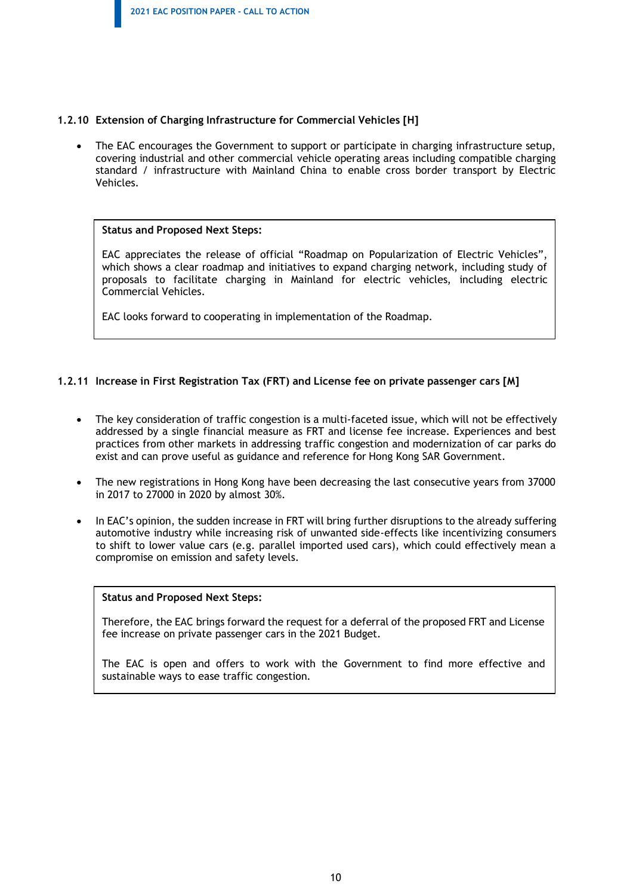### 1.2.10 Extension of Charging Infrastructure for Commercial Vehicles [H]

- The EAC encourages the Government to support or participate in charging infrastructure setup, covering industrial and other commercial vehicle operating areas including compatible charging standard / infrastructure with Mainland China to enable cross border transport by Electric Vehicles.

> **Status and Proposed Next Steps:**
>
> EAC appreciates the release of official "Roadmap on Popularization of Electric Vehicles", which shows a clear roadmap and initiatives to expand charging network, including study of proposals to facilitate charging in Mainland for electric vehicles, including electric Commercial Vehicles.
>
> EAC looks forward to cooperating in implementation of the Roadmap.

### 1.2.11 Increase in First Registration Tax (FRT) and License fee on private passenger cars [M]

- The key consideration of traffic congestion is a multi-faceted issue, which will not be effectively addressed by a single financial measure as FRT and license fee increase. Experiences and best practices from other markets in addressing traffic congestion and modernization of car parks do exist and can prove useful as guidance and reference for Hong Kong SAR Government.
- The new registrations in Hong Kong have been decreasing the last consecutive years from 37000 in 2017 to 27000 in 2020 by almost 30%.
- In EAC's opinion, the sudden increase in FRT will bring further disruptions to the already suffering automotive industry while increasing risk of unwanted side-effects like incentivizing consumers to shift to lower value cars (e.g. parallel imported used cars), which could effectively mean a compromise on emission and safety levels.

> **Status and Proposed Next Steps:**
>
> Therefore, the EAC brings forward the request for a deferral of the proposed FRT and License fee increase on private passenger cars in the 2021 Budget.
>
> The EAC is open and offers to work with the Government to find more effective and sustainable ways to ease traffic congestion.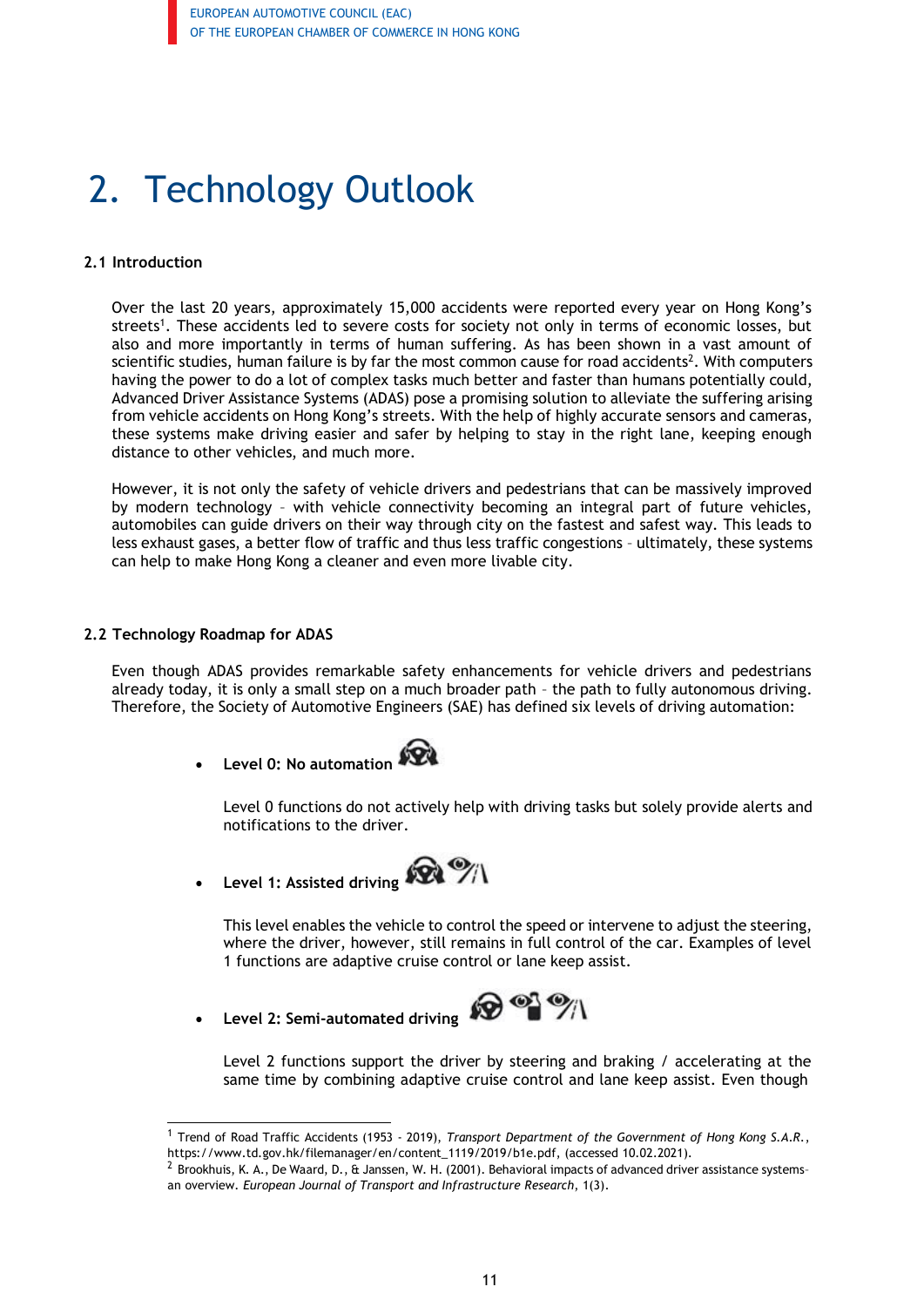# 2. Technology Outlook

### 2.1 Introduction

Over the last 20 years, approximately 15,000 accidents were reported every year on Hong Kong's streets[1]. These accidents led to severe costs for society not only in terms of economic losses, but also and more importantly in terms of human suffering. As has been shown in a vast amount of scientific studies, human failure is by far the most common cause for road accidents[2]. With computers having the power to do a lot of complex tasks much better and faster than humans potentially could, Advanced Driver Assistance Systems (ADAS) pose a promising solution to alleviate the suffering arising from vehicle accidents on Hong Kong's streets. With the help of highly accurate sensors and cameras, these systems make driving easier and safer by helping to stay in the right lane, keeping enough distance to other vehicles, and much more.

However, it is not only the safety of vehicle drivers and pedestrians that can be massively improved by modern technology – with vehicle connectivity becoming an integral part of future vehicles, automobiles can guide drivers on their way through city on the fastest and safest way. This leads to less exhaust gases, a better flow of traffic and thus less traffic congestions – ultimately, these systems can help to make Hong Kong a cleaner and even more livable city.

### 2.2 Technology Roadmap for ADAS

Even though ADAS provides remarkable safety enhancements for vehicle drivers and pedestrians already today, it is only a small step on a much broader path – the path to fully autonomous driving. Therefore, the Society of Automotive Engineers (SAE) has defined six levels of driving automation:

- **Level 0: No automation**

  Level 0 functions do not actively help with driving tasks but solely provide alerts and notifications to the driver.

- **Level 1: Assisted driving**

  This level enables the vehicle to control the speed or intervene to adjust the steering, where the driver, however, still remains in full control of the car. Examples of level 1 functions are adaptive cruise control or lane keep assist.

- **Level 2: Semi-automated driving**

  Level 2 functions support the driver by steering and braking / accelerating at the same time by combining adaptive cruise control and lane keep assist. Even though

[1] Trend of Road Traffic Accidents (1953 - 2019), *Transport Department of the Government of Hong Kong S.A.R.*, https://www.td.gov.hk/filemanager/en/content_1119/2019/b1e.pdf, (accessed 10.02.2021).

[2] Brookhuis, K. A., De Waard, D., & Janssen, W. H. (2001). Behavioral impacts of advanced driver assistance systems–an overview. *European Journal of Transport and Infrastructure Research*, 1(3).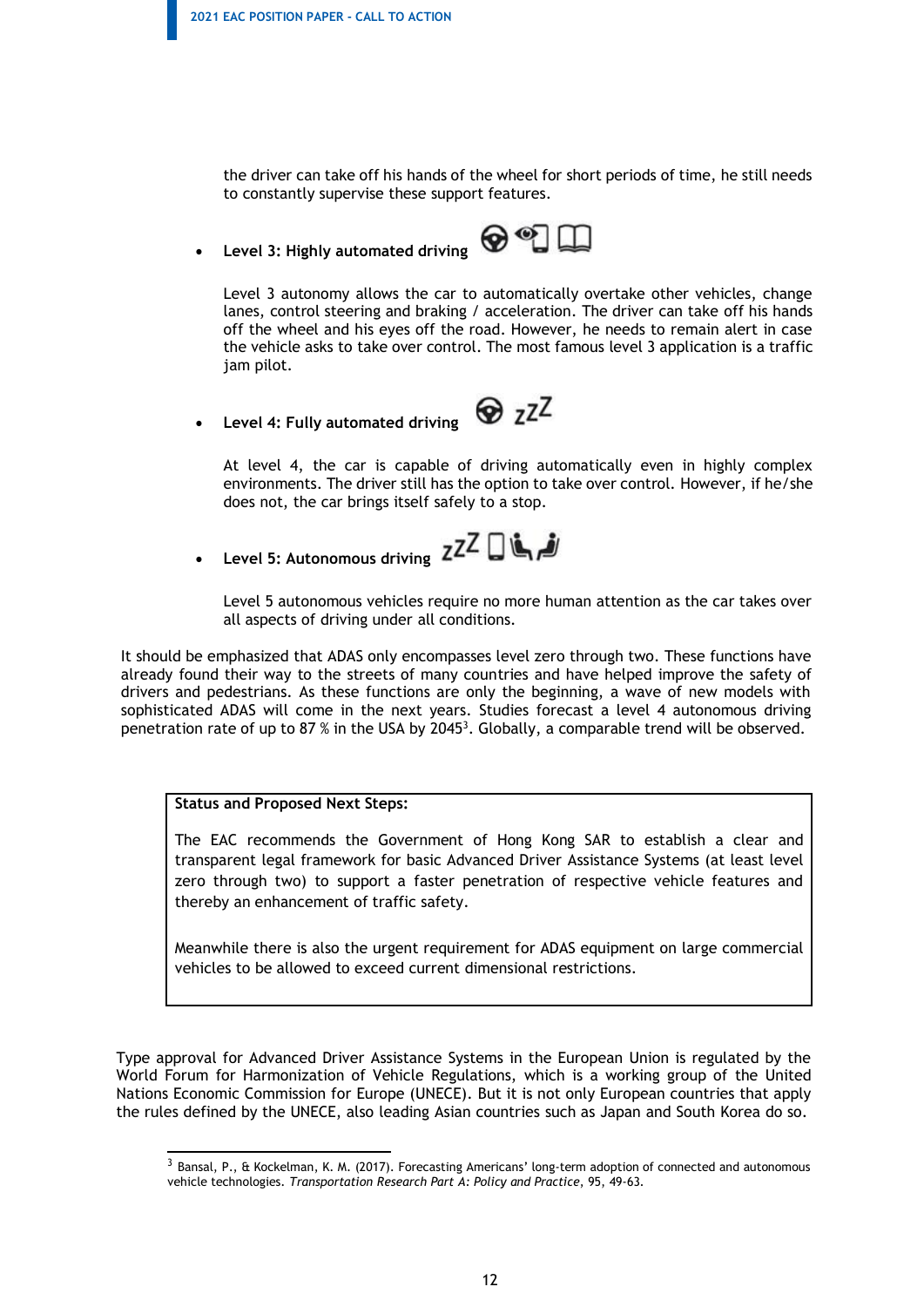the driver can take off his hands of the wheel for short periods of time, he still needs to constantly supervise these support features.

- **Level 3: Highly automated driving**

  Level 3 autonomy allows the car to automatically overtake other vehicles, change lanes, control steering and braking / acceleration. The driver can take off his hands off the wheel and his eyes off the road. However, he needs to remain alert in case the vehicle asks to take over control. The most famous level 3 application is a traffic jam pilot.

- **Level 4: Fully automated driving**

  At level 4, the car is capable of driving automatically even in highly complex environments. The driver still has the option to take over control. However, if he/she does not, the car brings itself safely to a stop.

- **Level 5: Autonomous driving**

  Level 5 autonomous vehicles require no more human attention as the car takes over all aspects of driving under all conditions.

It should be emphasized that ADAS only encompasses level zero through two. These functions have already found their way to the streets of many countries and have helped improve the safety of drivers and pedestrians. As these functions are only the beginning, a wave of new models with sophisticated ADAS will come in the next years. Studies forecast a level 4 autonomous driving penetration rate of up to 87 % in the USA by 2045[3]. Globally, a comparable trend will be observed.

**Status and Proposed Next Steps:**

The EAC recommends the Government of Hong Kong SAR to establish a clear and transparent legal framework for basic Advanced Driver Assistance Systems (at least level zero through two) to support a faster penetration of respective vehicle features and thereby an enhancement of traffic safety.

Meanwhile there is also the urgent requirement for ADAS equipment on large commercial vehicles to be allowed to exceed current dimensional restrictions.

Type approval for Advanced Driver Assistance Systems in the European Union is regulated by the World Forum for Harmonization of Vehicle Regulations, which is a working group of the United Nations Economic Commission for Europe (UNECE). But it is not only European countries that apply the rules defined by the UNECE, also leading Asian countries such as Japan and South Korea do so.

---

[3] Bansal, P., & Kockelman, K. M. (2017). Forecasting Americans' long-term adoption of connected and autonomous vehicle technologies. *Transportation Research Part A: Policy and Practice*, 95, 49-63.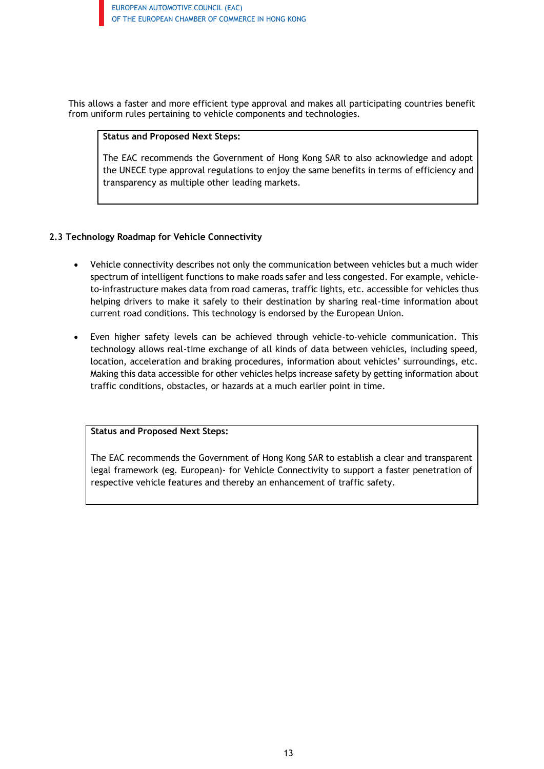This allows a faster and more efficient type approval and makes all participating countries benefit from uniform rules pertaining to vehicle components and technologies.

> **Status and Proposed Next Steps:**
>
> The EAC recommends the Government of Hong Kong SAR to also acknowledge and adopt the UNECE type approval regulations to enjoy the same benefits in terms of efficiency and transparency as multiple other leading markets.

### 2.3 Technology Roadmap for Vehicle Connectivity

- Vehicle connectivity describes not only the communication between vehicles but a much wider spectrum of intelligent functions to make roads safer and less congested. For example, vehicle-to-infrastructure makes data from road cameras, traffic lights, etc. accessible for vehicles thus helping drivers to make it safely to their destination by sharing real-time information about current road conditions. This technology is endorsed by the European Union.

- Even higher safety levels can be achieved through vehicle-to-vehicle communication. This technology allows real-time exchange of all kinds of data between vehicles, including speed, location, acceleration and braking procedures, information about vehicles' surroundings, etc. Making this data accessible for other vehicles helps increase safety by getting information about traffic conditions, obstacles, or hazards at a much earlier point in time.

> **Status and Proposed Next Steps:**
>
> The EAC recommends the Government of Hong Kong SAR to establish a clear and transparent legal framework (eg. European)- for Vehicle Connectivity to support a faster penetration of respective vehicle features and thereby an enhancement of traffic safety.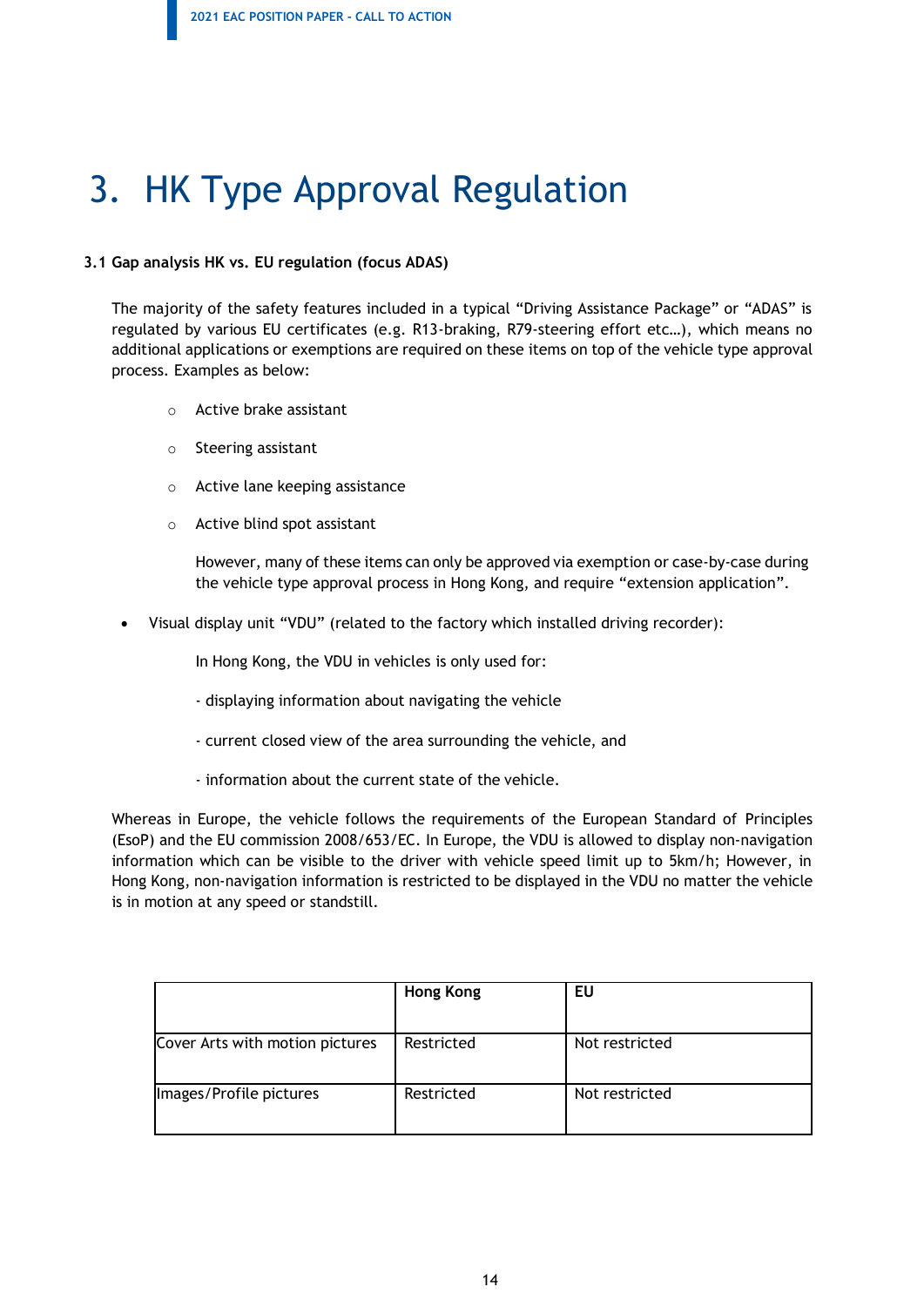# 3. HK Type Approval Regulation

### 3.1 Gap analysis HK vs. EU regulation (focus ADAS)

The majority of the safety features included in a typical "Driving Assistance Package" or "ADAS" is regulated by various EU certificates (e.g. R13-braking, R79-steering effort etc…), which means no additional applications or exemptions are required on these items on top of the vehicle type approval process. Examples as below:

- Active brake assistant
- Steering assistant
- Active lane keeping assistance
- Active blind spot assistant

  However, many of these items can only be approved via exemption or case-by-case during the vehicle type approval process in Hong Kong, and require "extension application".

- Visual display unit "VDU" (related to the factory which installed driving recorder):

  In Hong Kong, the VDU in vehicles is only used for:

  - displaying information about navigating the vehicle

  - current closed view of the area surrounding the vehicle, and

  - information about the current state of the vehicle.

Whereas in Europe, the vehicle follows the requirements of the European Standard of Principles (EsoP) and the EU commission 2008/653/EC. In Europe, the VDU is allowed to display non-navigation information which can be visible to the driver with vehicle speed limit up to 5km/h; However, in Hong Kong, non-navigation information is restricted to be displayed in the VDU no matter the vehicle is in motion at any speed or standstill.

| | Hong Kong | EU |
|---|---|---|
| Cover Arts with motion pictures | Restricted | Not restricted |
| Images/Profile pictures | Restricted | Not restricted |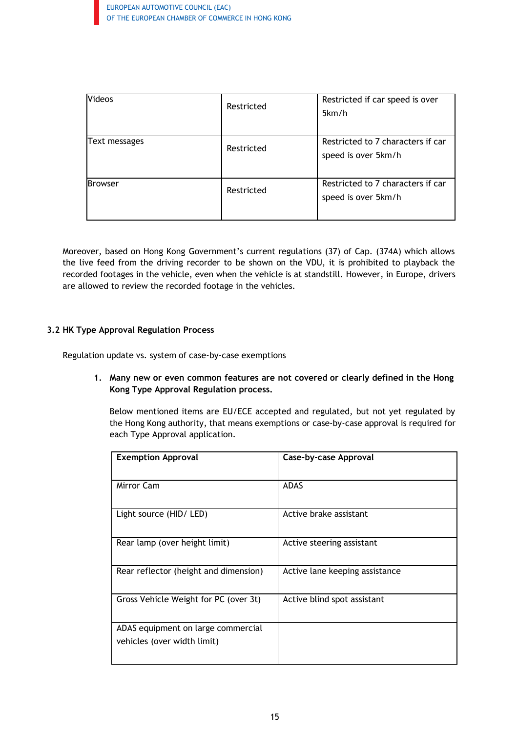| Videos | Restricted | Restricted if car speed is over 5km/h |
|---|---|---|
| Text messages | Restricted | Restricted to 7 characters if car speed is over 5km/h |
| Browser | Restricted | Restricted to 7 characters if car speed is over 5km/h |

Moreover, based on Hong Kong Government's current regulations (37) of Cap. (374A) which allows the live feed from the driving recorder to be shown on the VDU, it is prohibited to playback the recorded footages in the vehicle, even when the vehicle is at standstill. However, in Europe, drivers are allowed to review the recorded footage in the vehicles.

### 3.2 HK Type Approval Regulation Process

Regulation update vs. system of case-by-case exemptions

1. **Many new or even common features are not covered or clearly defined in the Hong Kong Type Approval Regulation process.**

   Below mentioned items are EU/ECE accepted and regulated, but not yet regulated by the Hong Kong authority, that means exemptions or case-by-case approval is required for each Type Approval application.

| **Exemption Approval** | **Case-by-case Approval** |
|---|---|
| Mirror Cam | ADAS |
| Light source (HID/ LED) | Active brake assistant |
| Rear lamp (over height limit) | Active steering assistant |
| Rear reflector (height and dimension) | Active lane keeping assistance |
| Gross Vehicle Weight for PC (over 3t) | Active blind spot assistant |
| ADAS equipment on large commercial vehicles (over width limit) | |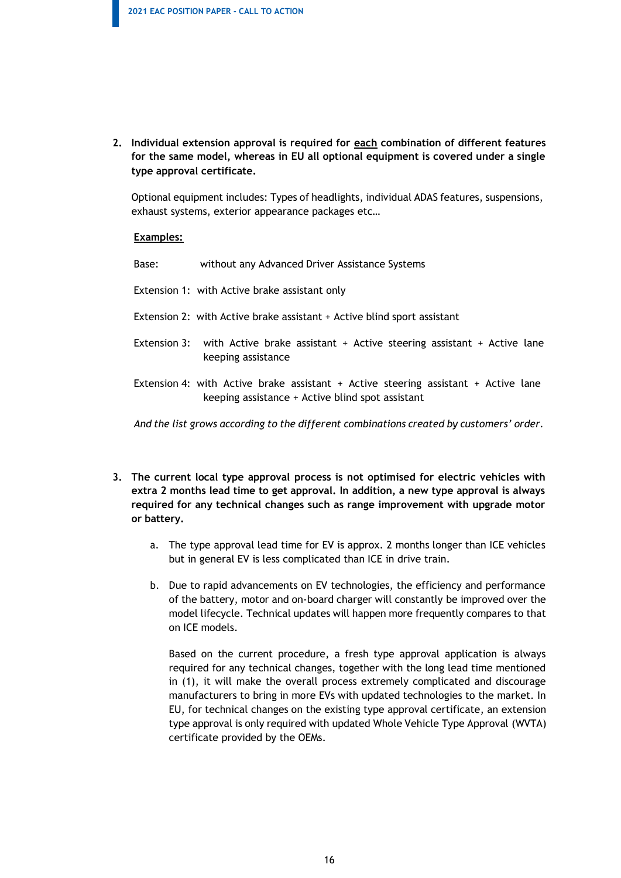2. **Individual extension approval is required for <u>each</u> combination of different features for the same model, whereas in EU all optional equipment is covered under a single type approval certificate.**

   Optional equipment includes: Types of headlights, individual ADAS features, suspensions, exhaust systems, exterior appearance packages etc…

   <u>**Examples:**</u>

   Base: without any Advanced Driver Assistance Systems

   Extension 1: with Active brake assistant only

   Extension 2: with Active brake assistant + Active blind sport assistant

   Extension 3: with Active brake assistant + Active steering assistant + Active lane keeping assistance

   Extension 4: with Active brake assistant + Active steering assistant + Active lane keeping assistance + Active blind spot assistant

   *And the list grows according to the different combinations created by customers' order.*

3. **The current local type approval process is not optimised for electric vehicles with extra 2 months lead time to get approval. In addition, a new type approval is always required for any technical changes such as range improvement with upgrade motor or battery.**

   a. The type approval lead time for EV is approx. 2 months longer than ICE vehicles but in general EV is less complicated than ICE in drive train.

   b. Due to rapid advancements on EV technologies, the efficiency and performance of the battery, motor and on-board charger will constantly be improved over the model lifecycle. Technical updates will happen more frequently compares to that on ICE models.

      Based on the current procedure, a fresh type approval application is always required for any technical changes, together with the long lead time mentioned in (1), it will make the overall process extremely complicated and discourage manufacturers to bring in more EVs with updated technologies to the market. In EU, for technical changes on the existing type approval certificate, an extension type approval is only required with updated Whole Vehicle Type Approval (WVTA) certificate provided by the OEMs.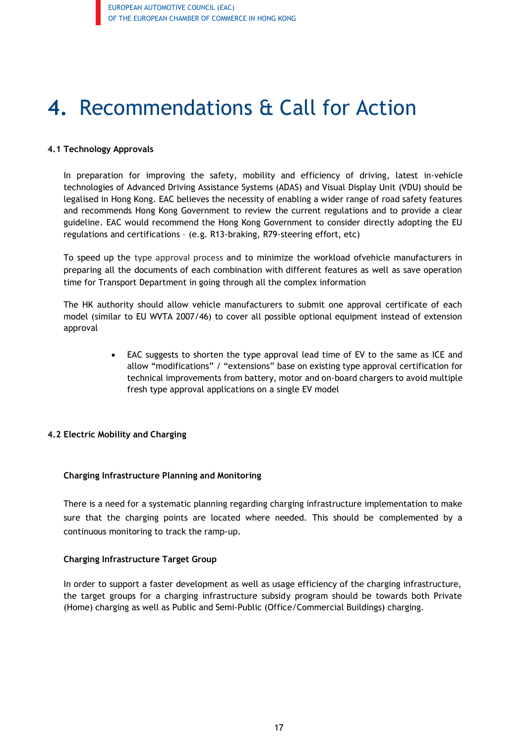# 4. Recommendations & Call for Action

### 4.1 Technology Approvals

In preparation for improving the safety, mobility and efficiency of driving, latest in-vehicle technologies of Advanced Driving Assistance Systems (ADAS) and Visual Display Unit (VDU) should be legalised in Hong Kong. EAC believes the necessity of enabling a wider range of road safety features and recommends Hong Kong Government to review the current regulations and to provide a clear guideline. EAC would recommend the Hong Kong Government to consider directly adopting the EU regulations and certifications – (e.g. R13-braking, R79-steering effort, etc)

To speed up the type approval process and to minimize the workload ofvehicle manufacturers in preparing all the documents of each combination with different features as well as save operation time for Transport Department in going through all the complex information

The HK authority should allow vehicle manufacturers to submit one approval certificate of each model (similar to EU WVTA 2007/46) to cover all possible optional equipment instead of extension approval

- EAC suggests to shorten the type approval lead time of EV to the same as ICE and allow "modifications" / "extensions" base on existing type approval certification for technical improvements from battery, motor and on-board chargers to avoid multiple fresh type approval applications on a single EV model

### 4.2 Electric Mobility and Charging

#### Charging Infrastructure Planning and Monitoring

There is a need for a systematic planning regarding charging infrastructure implementation to make sure that the charging points are located where needed. This should be complemented by a continuous monitoring to track the ramp-up.

#### Charging Infrastructure Target Group

In order to support a faster development as well as usage efficiency of the charging infrastructure, the target groups for a charging infrastructure subsidy program should be towards both Private (Home) charging as well as Public and Semi-Public (Office/Commercial Buildings) charging.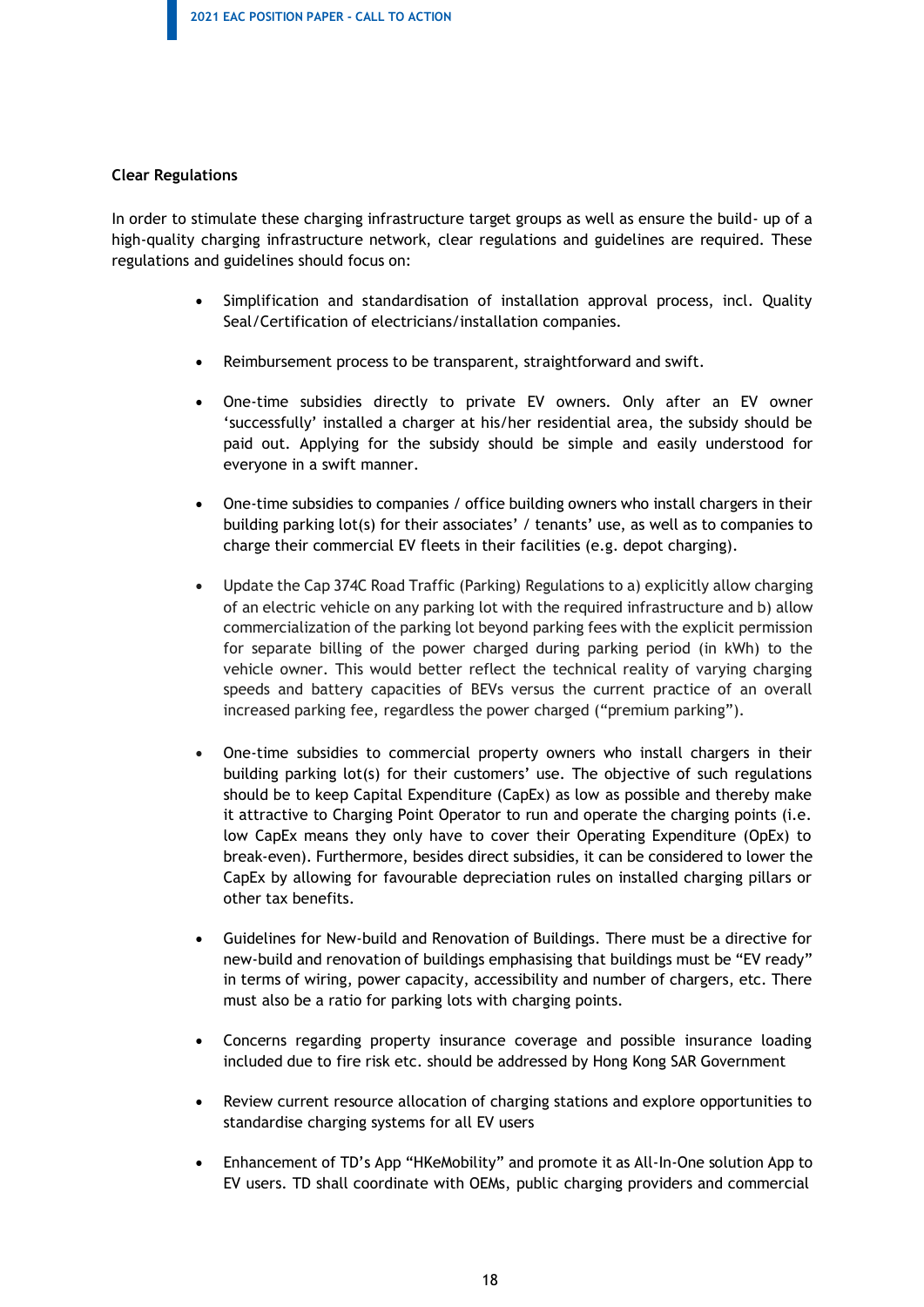**Clear Regulations**

In order to stimulate these charging infrastructure target groups as well as ensure the build- up of a high-quality charging infrastructure network, clear regulations and guidelines are required. These regulations and guidelines should focus on:

- Simplification and standardisation of installation approval process, incl. Quality Seal/Certification of electricians/installation companies.
- Reimbursement process to be transparent, straightforward and swift.
- One-time subsidies directly to private EV owners. Only after an EV owner 'successfully' installed a charger at his/her residential area, the subsidy should be paid out. Applying for the subsidy should be simple and easily understood for everyone in a swift manner.
- One-time subsidies to companies / office building owners who install chargers in their building parking lot(s) for their associates' / tenants' use, as well as to companies to charge their commercial EV fleets in their facilities (e.g. depot charging).
- Update the Cap 374C Road Traffic (Parking) Regulations to a) explicitly allow charging of an electric vehicle on any parking lot with the required infrastructure and b) allow commercialization of the parking lot beyond parking fees with the explicit permission for separate billing of the power charged during parking period (in kWh) to the vehicle owner. This would better reflect the technical reality of varying charging speeds and battery capacities of BEVs versus the current practice of an overall increased parking fee, regardless the power charged ("premium parking").
- One-time subsidies to commercial property owners who install chargers in their building parking lot(s) for their customers' use. The objective of such regulations should be to keep Capital Expenditure (CapEx) as low as possible and thereby make it attractive to Charging Point Operator to run and operate the charging points (i.e. low CapEx means they only have to cover their Operating Expenditure (OpEx) to break-even). Furthermore, besides direct subsidies, it can be considered to lower the CapEx by allowing for favourable depreciation rules on installed charging pillars or other tax benefits.
- Guidelines for New-build and Renovation of Buildings. There must be a directive for new-build and renovation of buildings emphasising that buildings must be "EV ready" in terms of wiring, power capacity, accessibility and number of chargers, etc. There must also be a ratio for parking lots with charging points.
- Concerns regarding property insurance coverage and possible insurance loading included due to fire risk etc. should be addressed by Hong Kong SAR Government
- Review current resource allocation of charging stations and explore opportunities to standardise charging systems for all EV users
- Enhancement of TD's App "HKeMobility" and promote it as All-In-One solution App to EV users. TD shall coordinate with OEMs, public charging providers and commercial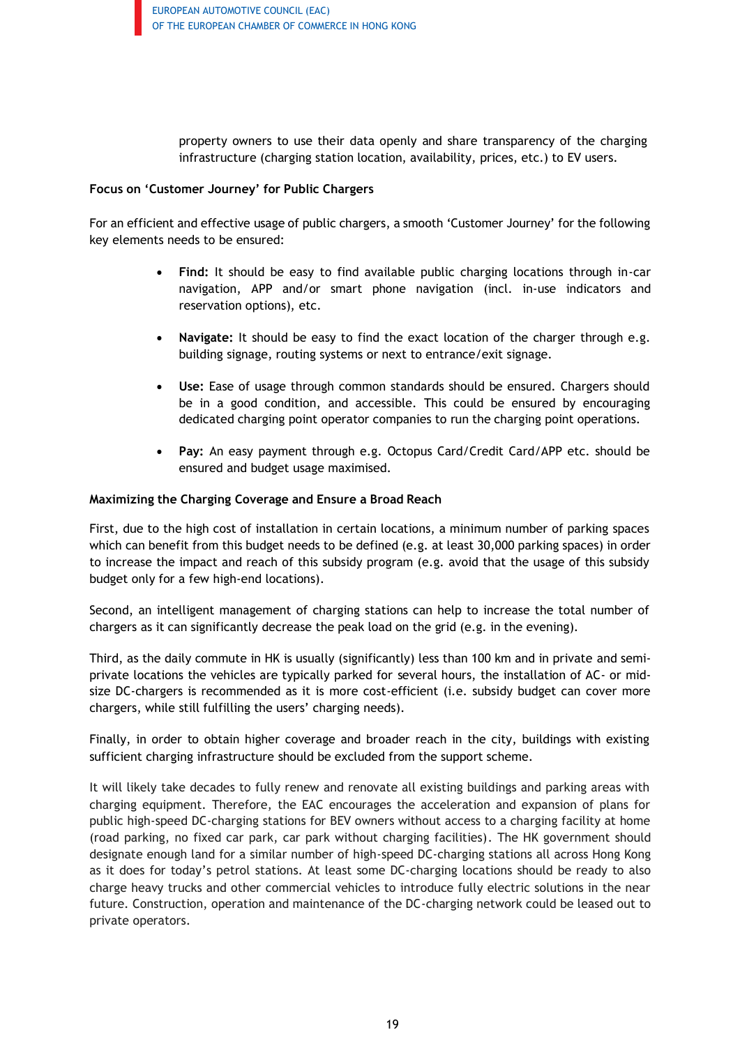property owners to use their data openly and share transparency of the charging infrastructure (charging station location, availability, prices, etc.) to EV users.

**Focus on 'Customer Journey' for Public Chargers**

For an efficient and effective usage of public chargers, a smooth 'Customer Journey' for the following key elements needs to be ensured:

- **Find:** It should be easy to find available public charging locations through in-car navigation, APP and/or smart phone navigation (incl. in-use indicators and reservation options), etc.

- **Navigate:** It should be easy to find the exact location of the charger through e.g. building signage, routing systems or next to entrance/exit signage.

- **Use:** Ease of usage through common standards should be ensured. Chargers should be in a good condition, and accessible. This could be ensured by encouraging dedicated charging point operator companies to run the charging point operations.

- **Pay:** An easy payment through e.g. Octopus Card/Credit Card/APP etc. should be ensured and budget usage maximised.

**Maximizing the Charging Coverage and Ensure a Broad Reach**

First, due to the high cost of installation in certain locations, a minimum number of parking spaces which can benefit from this budget needs to be defined (e.g. at least 30,000 parking spaces) in order to increase the impact and reach of this subsidy program (e.g. avoid that the usage of this subsidy budget only for a few high-end locations).

Second, an intelligent management of charging stations can help to increase the total number of chargers as it can significantly decrease the peak load on the grid (e.g. in the evening).

Third, as the daily commute in HK is usually (significantly) less than 100 km and in private and semi-private locations the vehicles are typically parked for several hours, the installation of AC- or mid-size DC-chargers is recommended as it is more cost-efficient (i.e. subsidy budget can cover more chargers, while still fulfilling the users' charging needs).

Finally, in order to obtain higher coverage and broader reach in the city, buildings with existing sufficient charging infrastructure should be excluded from the support scheme.

It will likely take decades to fully renew and renovate all existing buildings and parking areas with charging equipment. Therefore, the EAC encourages the acceleration and expansion of plans for public high-speed DC-charging stations for BEV owners without access to a charging facility at home (road parking, no fixed car park, car park without charging facilities). The HK government should designate enough land for a similar number of high-speed DC-charging stations all across Hong Kong as it does for today's petrol stations. At least some DC-charging locations should be ready to also charge heavy trucks and other commercial vehicles to introduce fully electric solutions in the near future. Construction, operation and maintenance of the DC-charging network could be leased out to private operators.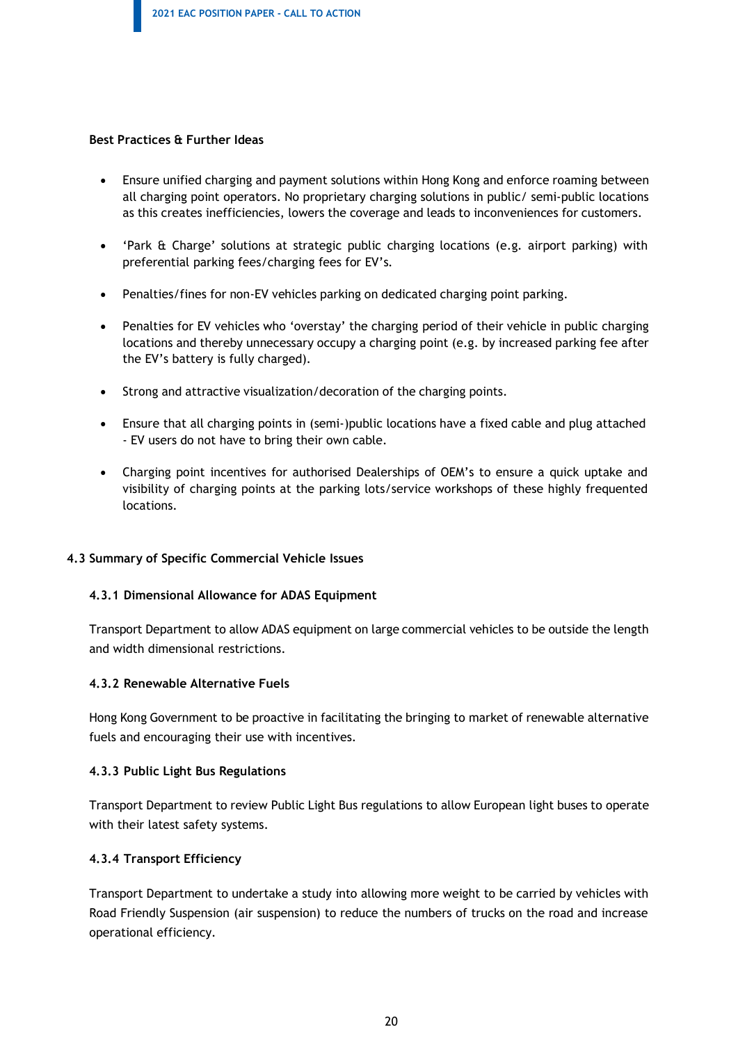**Best Practices & Further Ideas**

- Ensure unified charging and payment solutions within Hong Kong and enforce roaming between all charging point operators. No proprietary charging solutions in public/ semi-public locations as this creates inefficiencies, lowers the coverage and leads to inconveniences for customers.
- 'Park & Charge' solutions at strategic public charging locations (e.g. airport parking) with preferential parking fees/charging fees for EV's.
- Penalties/fines for non-EV vehicles parking on dedicated charging point parking.
- Penalties for EV vehicles who 'overstay' the charging period of their vehicle in public charging locations and thereby unnecessary occupy a charging point (e.g. by increased parking fee after the EV's battery is fully charged).
- Strong and attractive visualization/decoration of the charging points.
- Ensure that all charging points in (semi-)public locations have a fixed cable and plug attached - EV users do not have to bring their own cable.
- Charging point incentives for authorised Dealerships of OEM's to ensure a quick uptake and visibility of charging points at the parking lots/service workshops of these highly frequented locations.

## 4.3 Summary of Specific Commercial Vehicle Issues

### 4.3.1 Dimensional Allowance for ADAS Equipment

Transport Department to allow ADAS equipment on large commercial vehicles to be outside the length and width dimensional restrictions.

### 4.3.2 Renewable Alternative Fuels

Hong Kong Government to be proactive in facilitating the bringing to market of renewable alternative fuels and encouraging their use with incentives.

### 4.3.3 Public Light Bus Regulations

Transport Department to review Public Light Bus regulations to allow European light buses to operate with their latest safety systems.

### 4.3.4 Transport Efficiency

Transport Department to undertake a study into allowing more weight to be carried by vehicles with Road Friendly Suspension (air suspension) to reduce the numbers of trucks on the road and increase operational efficiency.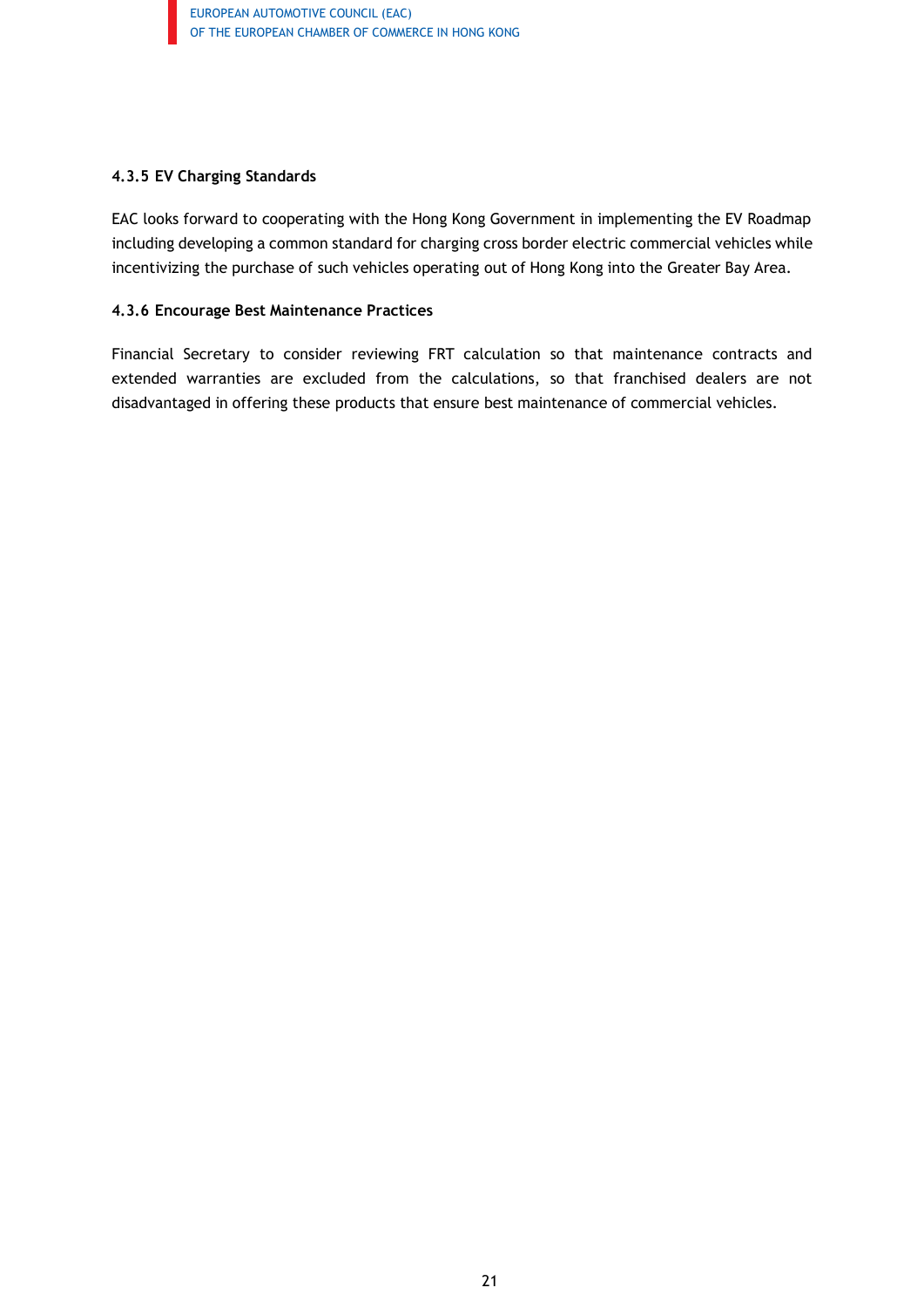#### 4.3.5 EV Charging Standards

EAC looks forward to cooperating with the Hong Kong Government in implementing the EV Roadmap including developing a common standard for charging cross border electric commercial vehicles while incentivizing the purchase of such vehicles operating out of Hong Kong into the Greater Bay Area.

#### 4.3.6 Encourage Best Maintenance Practices

Financial Secretary to consider reviewing FRT calculation so that maintenance contracts and extended warranties are excluded from the calculations, so that franchised dealers are not disadvantaged in offering these products that ensure best maintenance of commercial vehicles.